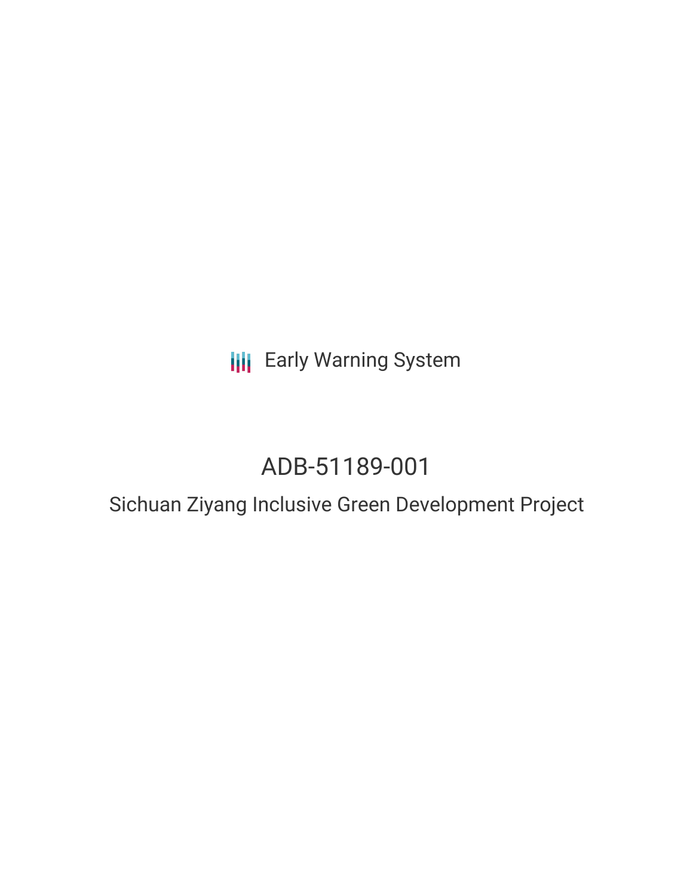Early Warning System

# ADB-51189-001

## Sichuan Ziyang Inclusive Green Development Project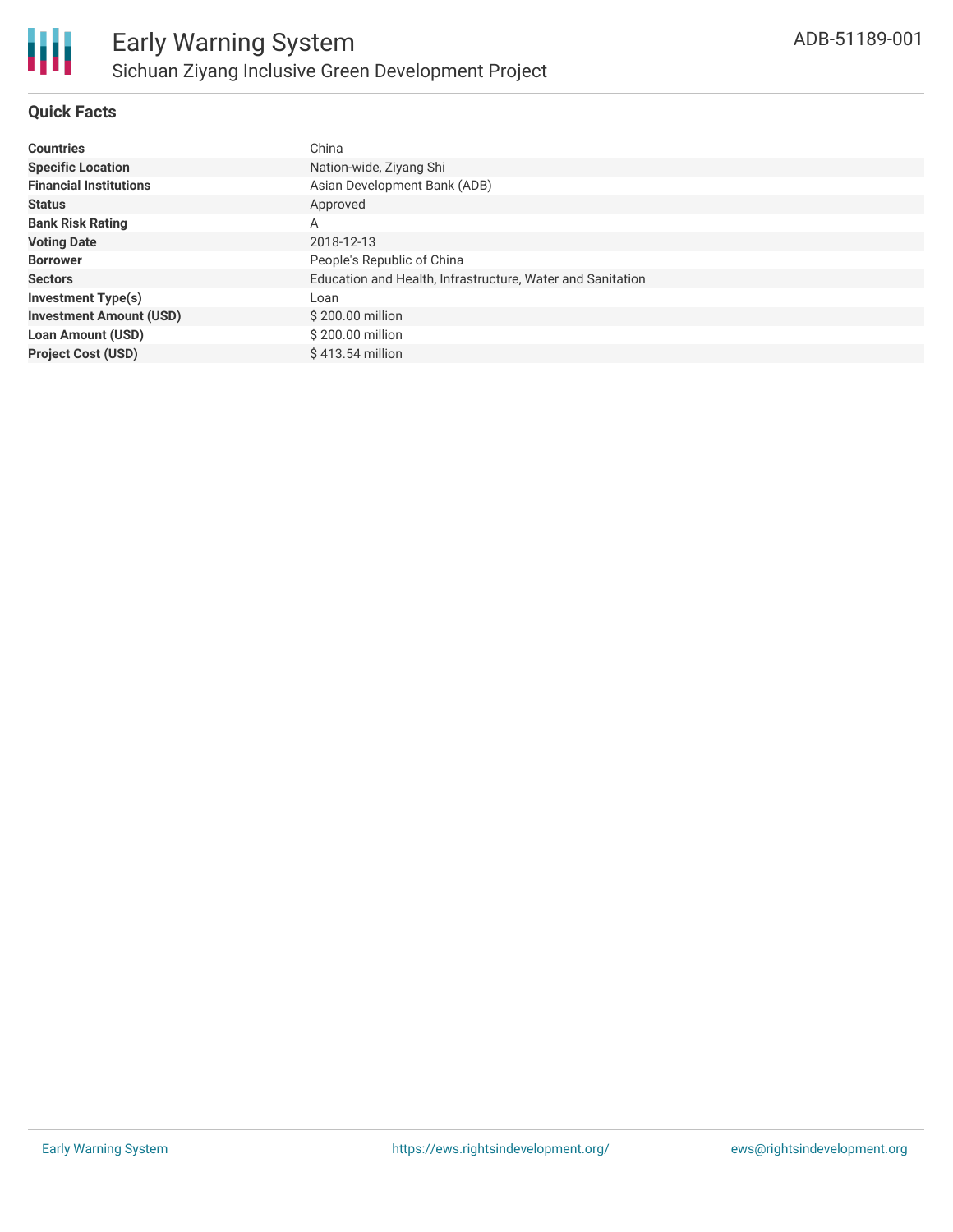# Early Warning System

## Sichuan Ziyang Inclusive Green Development Project

ADB-51189-001

### Quick Facts

| | |
|---|---|
| **Countries** | China |
| **Specific Location** | Nation-wide, Ziyang Shi |
| **Financial Institutions** | Asian Development Bank (ADB) |
| **Status** | Approved |
| **Bank Risk Rating** | A |
| **Voting Date** | 2018-12-13 |
| **Borrower** | People's Republic of China |
| **Sectors** | Education and Health, Infrastructure, Water and Sanitation |
| **Investment Type(s)** | Loan |
| **Investment Amount (USD)** | $ 200.00 million |
| **Loan Amount (USD)** | $ 200.00 million |
| **Project Cost (USD)** | $ 413.54 million |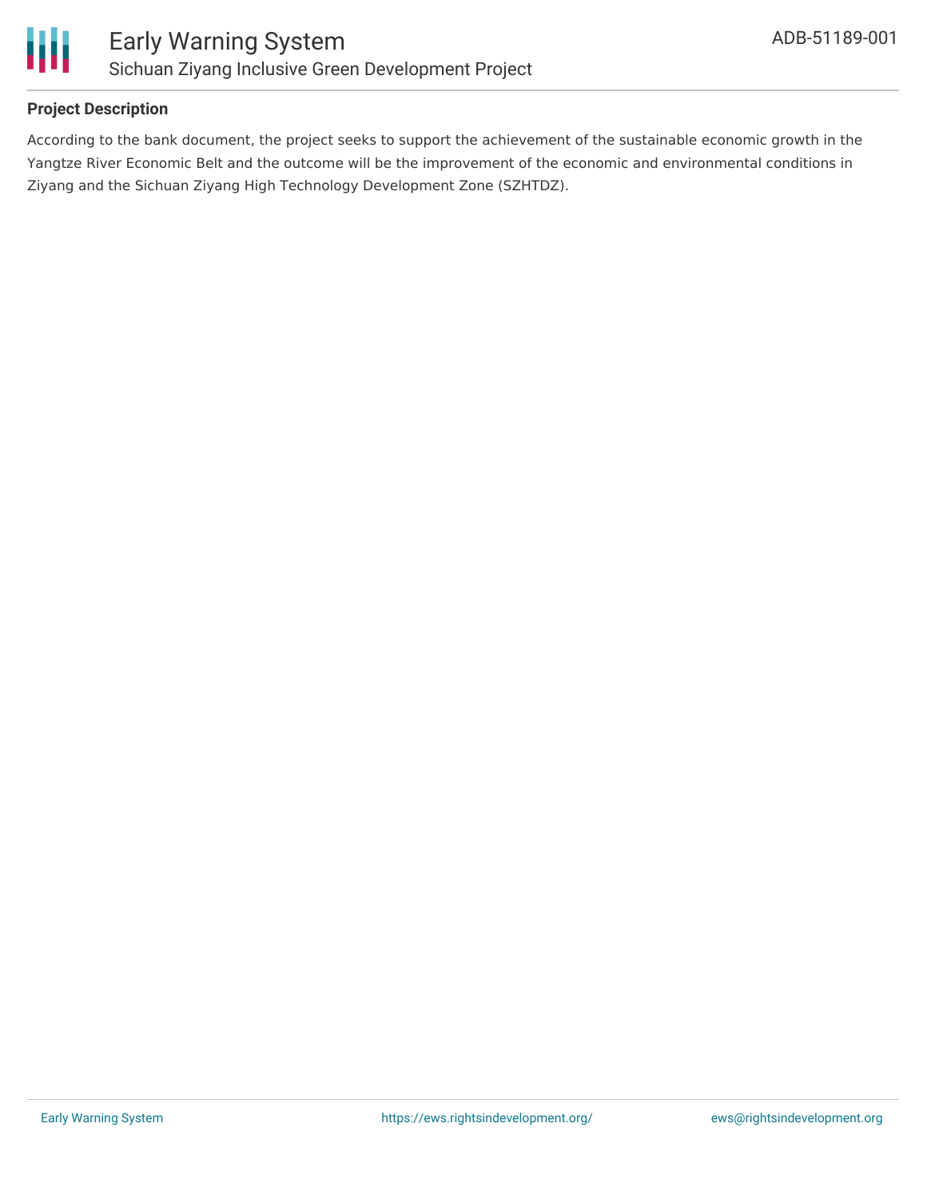## Project Description

According to the bank document, the project seeks to support the achievement of the sustainable economic growth in the Yangtze River Economic Belt and the outcome will be the improvement of the economic and environmental conditions in Ziyang and the Sichuan Ziyang High Technology Development Zone (SZHTDZ).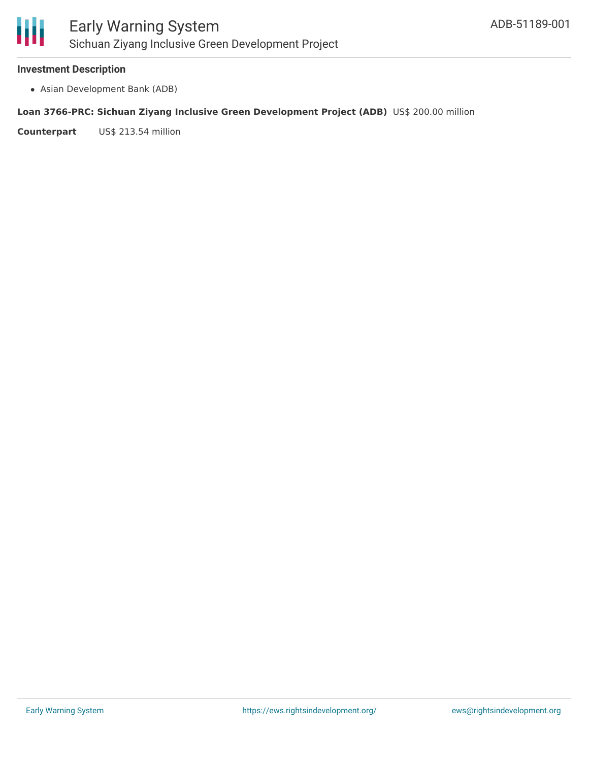### Investment Description

- Asian Development Bank (ADB)

**Loan 3766-PRC: Sichuan Ziyang Inclusive Green Development Project (ADB)** US$ 200.00 million

**Counterpart** US$ 213.54 million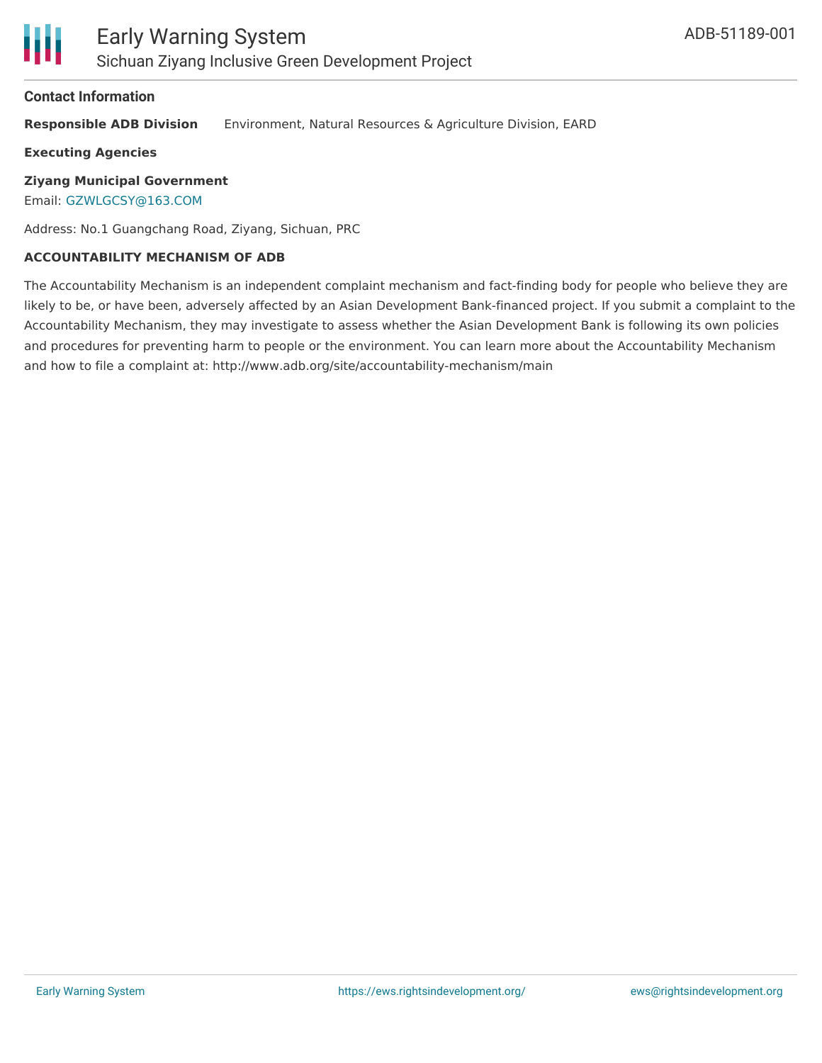## Contact Information

**Responsible ADB Division** Environment, Natural Resources & Agriculture Division, EARD

**Executing Agencies**

**Ziyang Municipal Government**
Email: GZWLGCSY@163.COM

Address: No.1 Guangchang Road, Ziyang, Sichuan, PRC

**ACCOUNTABILITY MECHANISM OF ADB**

The Accountability Mechanism is an independent complaint mechanism and fact-finding body for people who believe they are likely to be, or have been, adversely affected by an Asian Development Bank-financed project. If you submit a complaint to the Accountability Mechanism, they may investigate to assess whether the Asian Development Bank is following its own policies and procedures for preventing harm to people or the environment. You can learn more about the Accountability Mechanism and how to file a complaint at: http://www.adb.org/site/accountability-mechanism/main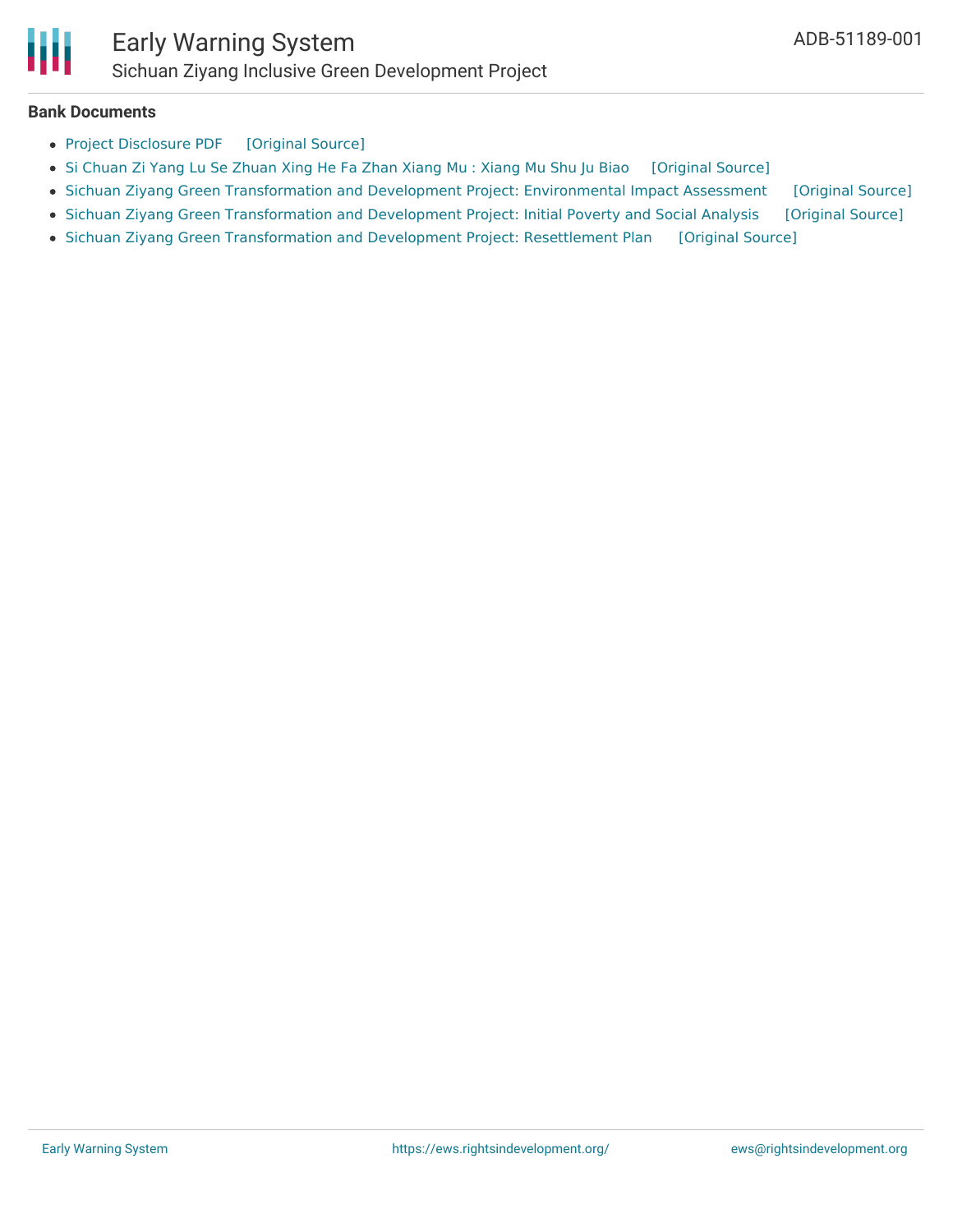## Bank Documents

- Project Disclosure PDF [Original Source]
- Si Chuan Zi Yang Lu Se Zhuan Xing He Fa Zhan Xiang Mu : Xiang Mu Shu Ju Biao [Original Source]
- Sichuan Ziyang Green Transformation and Development Project: Environmental Impact Assessment [Original Source]
- Sichuan Ziyang Green Transformation and Development Project: Initial Poverty and Social Analysis [Original Source]
- Sichuan Ziyang Green Transformation and Development Project: Resettlement Plan [Original Source]